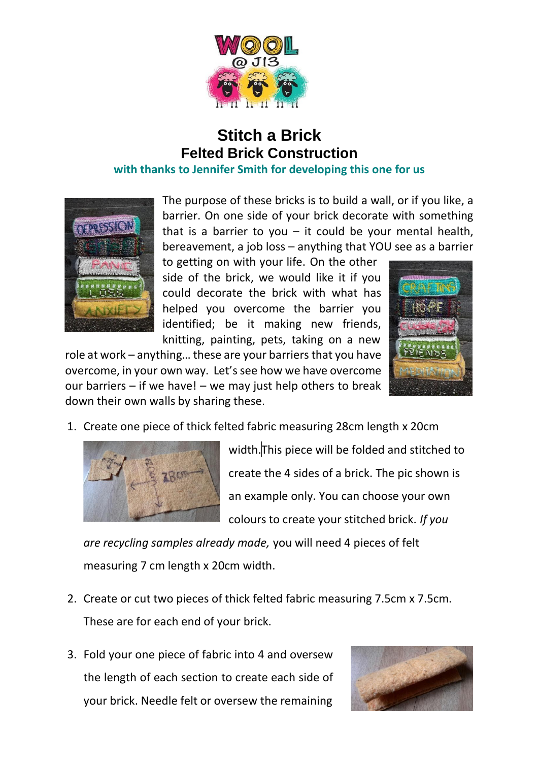# Stitch a Brick

## Felted Brick Construction

**with thanks to Jennifer Smith for developing this one for us**

The purpose of these bricks is to build a wall, or if you like, a barrier. On one side of your brick decorate with something that is a barrier to you – it could be your mental health, bereavement, a job loss – anything that YOU see as a barrier to getting on with your life. On the other side of the brick, we would like it if you could decorate the brick with what has helped you overcome the barrier you identified; be it making new friends, knitting, painting, pets, taking on a new role at work – anything… these are your barriers that you have overcome, in your own way. Let's see how we have overcome our barriers – if we have! – we may just help others to break down their own walls by sharing these.

1. Create one piece of thick felted fabric measuring 28cm length x 20cm width. This piece will be folded and stitched to create the 4 sides of a brick. The pic shown is an example only. You can choose your own colours to create your stitched brick. *If you are recycling samples already made,* you will need 4 pieces of felt measuring 7 cm length x 20cm width.

2. Create or cut two pieces of thick felted fabric measuring 7.5cm x 7.5cm. These are for each end of your brick.

3. Fold your one piece of fabric into 4 and oversew the length of each section to create each side of your brick. Needle felt or oversew the remaining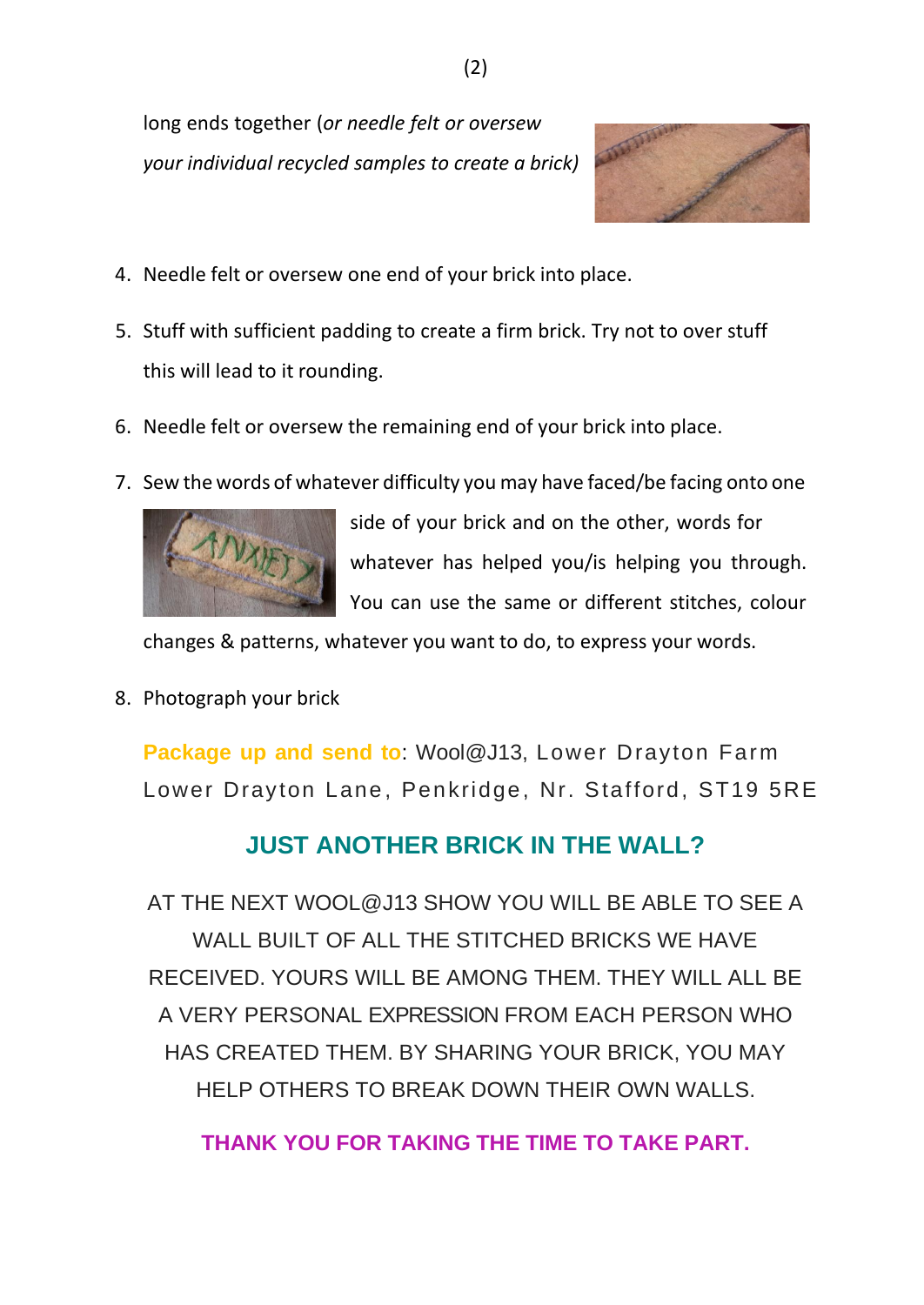long ends together (*or needle felt or oversew your individual recycled samples to create a brick)*

4. Needle felt or oversew one end of your brick into place.
5. Stuff with sufficient padding to create a firm brick. Try not to over stuff this will lead to it rounding.
6. Needle felt or oversew the remaining end of your brick into place.
7. Sew the words of whatever difficulty you may have faced/be facing onto one side of your brick and on the other, words for whatever has helped you/is helping you through. You can use the same or different stitches, colour changes & patterns, whatever you want to do, to express your words.
8. Photograph your brick

**Package up and send to**: Wool@J13, Lower Drayton Farm Lower Drayton Lane, Penkridge, Nr. Stafford, ST19 5RE

## JUST ANOTHER BRICK IN THE WALL?

AT THE NEXT WOOL@J13 SHOW YOU WILL BE ABLE TO SEE A WALL BUILT OF ALL THE STITCHED BRICKS WE HAVE RECEIVED. YOURS WILL BE AMONG THEM. THEY WILL ALL BE A VERY PERSONAL EXPRESSION FROM EACH PERSON WHO HAS CREATED THEM. BY SHARING YOUR BRICK, YOU MAY HELP OTHERS TO BREAK DOWN THEIR OWN WALLS.

**THANK YOU FOR TAKING THE TIME TO TAKE PART.**